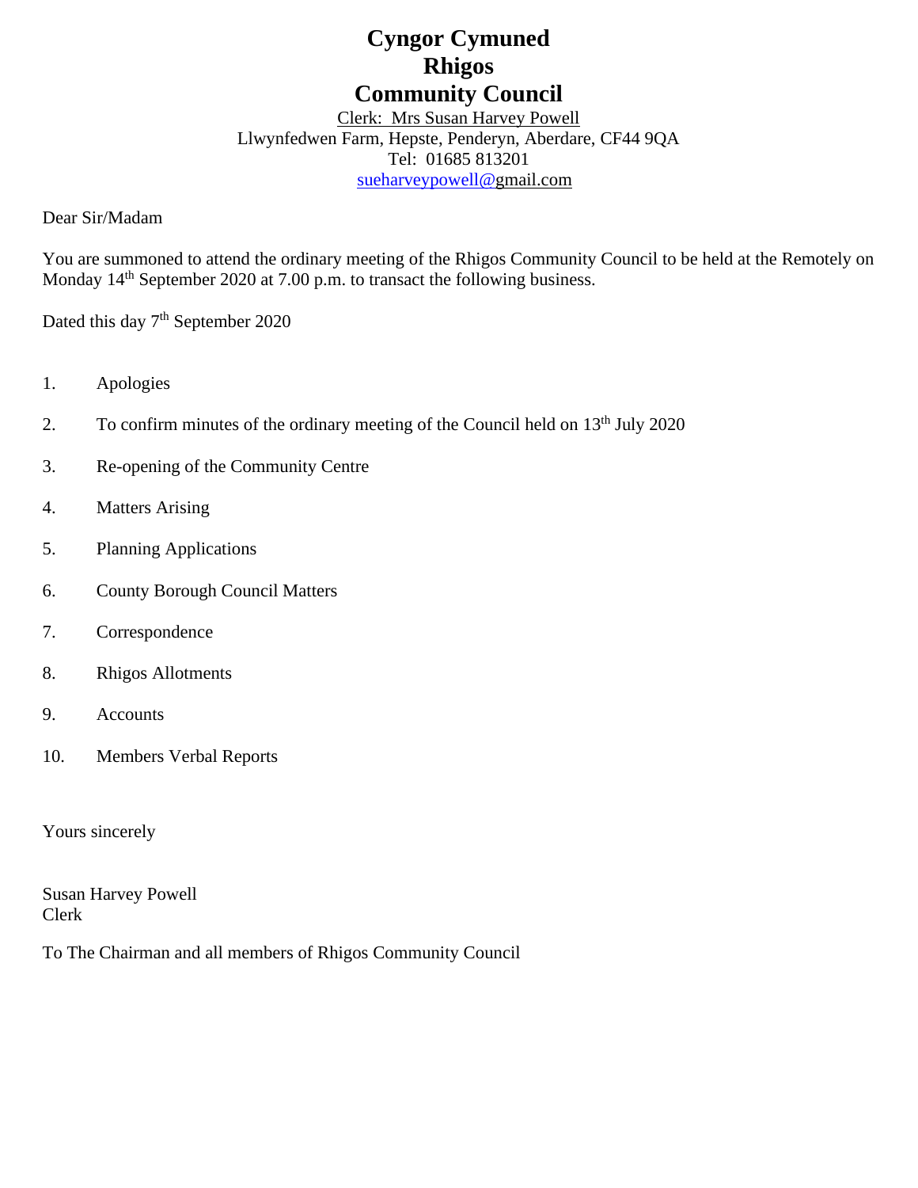# Cyngor Cymuned Rhigos Community Council

Clerk: Mrs Susan Harvey Powell
Llwynfedwen Farm, Hepste, Penderyn, Aberdare, CF44 9QA
Tel: 01685 813201
sueharveypowell@gmail.com

Dear Sir/Madam

You are summoned to attend the ordinary meeting of the Rhigos Community Council to be held at the Remotely on Monday 14th September 2020 at 7.00 p.m. to transact the following business.

Dated this day 7th September 2020

1. Apologies
2. To confirm minutes of the ordinary meeting of the Council held on 13th July 2020
3. Re-opening of the Community Centre
4. Matters Arising
5. Planning Applications
6. County Borough Council Matters
7. Correspondence
8. Rhigos Allotments
9. Accounts
10. Members Verbal Reports

Yours sincerely

Susan Harvey Powell
Clerk

To The Chairman and all members of Rhigos Community Council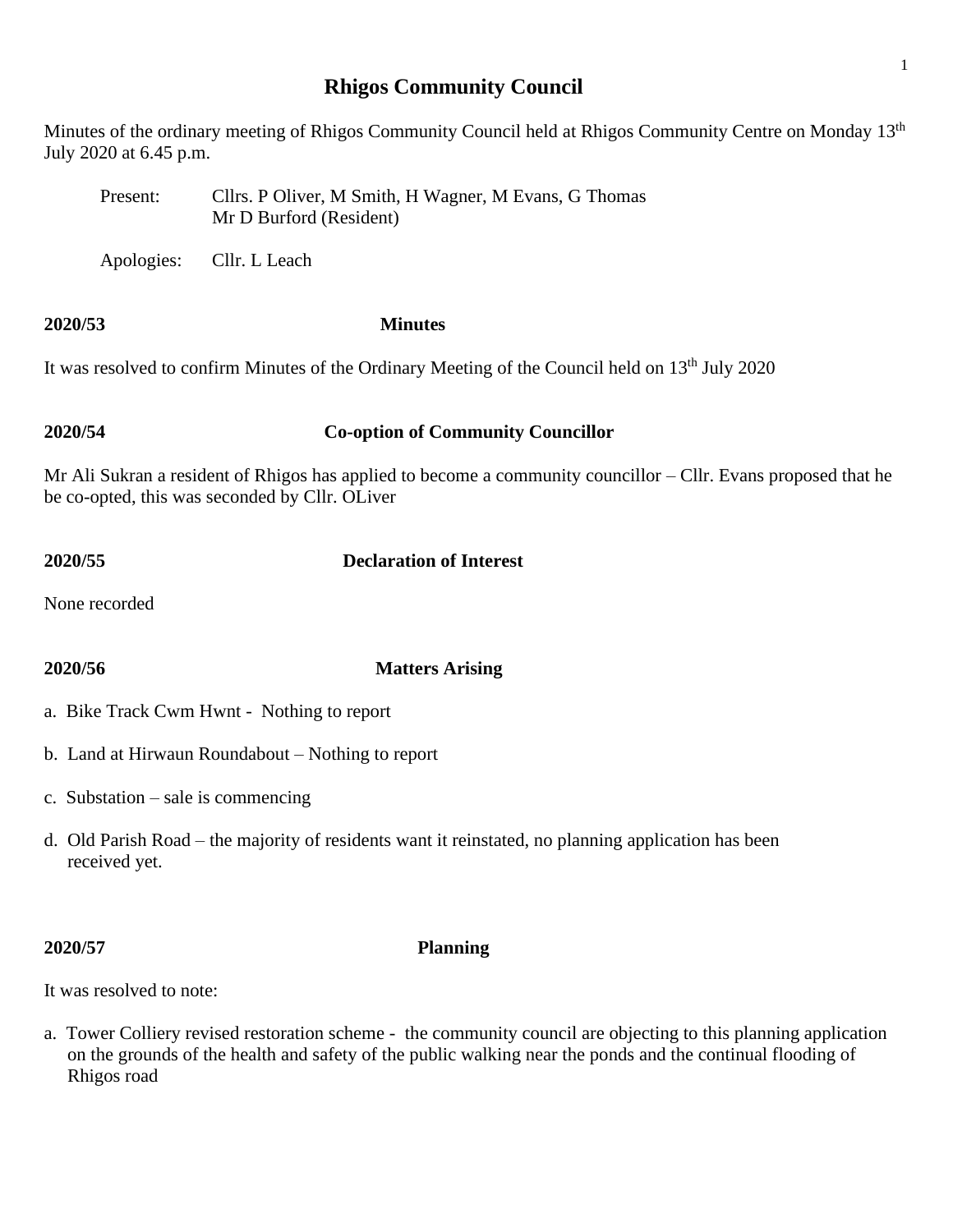# Rhigos Community Council

Minutes of the ordinary meeting of Rhigos Community Council held at Rhigos Community Centre on Monday 13th July 2020 at 6.45 p.m.

Present: Cllrs. P Oliver, M Smith, H Wagner, M Evans, G Thomas
Mr D Burford (Resident)

Apologies: Cllr. L Leach

**2020/53** **Minutes**

It was resolved to confirm Minutes of the Ordinary Meeting of the Council held on 13th July 2020

**2020/54** **Co-option of Community Councillor**

Mr Ali Sukran a resident of Rhigos has applied to become a community councillor – Cllr. Evans proposed that he be co-opted, this was seconded by Cllr. OLiver

**2020/55** **Declaration of Interest**

None recorded

**2020/56** **Matters Arising**

a. Bike Track Cwm Hwnt - Nothing to report

b. Land at Hirwaun Roundabout – Nothing to report

c. Substation – sale is commencing

d. Old Parish Road – the majority of residents want it reinstated, no planning application has been received yet.

**2020/57** **Planning**

It was resolved to note:

a. Tower Colliery revised restoration scheme - the community council are objecting to this planning application on the grounds of the health and safety of the public walking near the ponds and the continual flooding of Rhigos road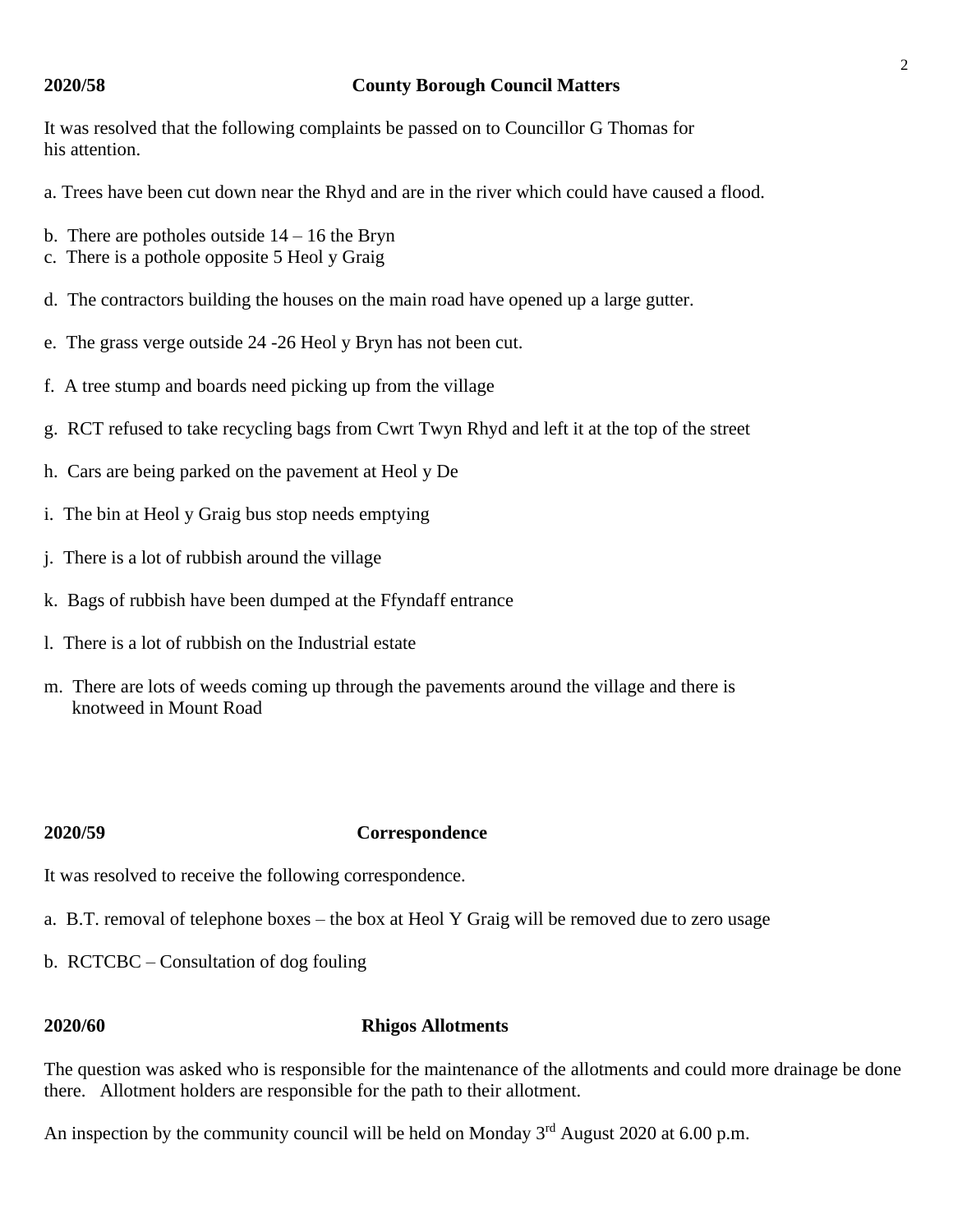**2020/58 County Borough Council Matters**

It was resolved that the following complaints be passed on to Councillor G Thomas for his attention.

a. Trees have been cut down near the Rhyd and are in the river which could have caused a flood.

b. There are potholes outside 14 – 16 the Bryn
c. There is a pothole opposite 5 Heol y Graig

d. The contractors building the houses on the main road have opened up a large gutter.

e. The grass verge outside 24 -26 Heol y Bryn has not been cut.

f. A tree stump and boards need picking up from the village

g. RCT refused to take recycling bags from Cwrt Twyn Rhyd and left it at the top of the street

h. Cars are being parked on the pavement at Heol y De

i. The bin at Heol y Graig bus stop needs emptying

j. There is a lot of rubbish around the village

k. Bags of rubbish have been dumped at the Ffyndaff entrance

l. There is a lot of rubbish on the Industrial estate

m. There are lots of weeds coming up through the pavements around the village and there is knotweed in Mount Road

**2020/59 Correspondence**

It was resolved to receive the following correspondence.

a. B.T. removal of telephone boxes – the box at Heol Y Graig will be removed due to zero usage

b. RCTCBC – Consultation of dog fouling

**2020/60 Rhigos Allotments**

The question was asked who is responsible for the maintenance of the allotments and could more drainage be done there. Allotment holders are responsible for the path to their allotment.

An inspection by the community council will be held on Monday 3rd August 2020 at 6.00 p.m.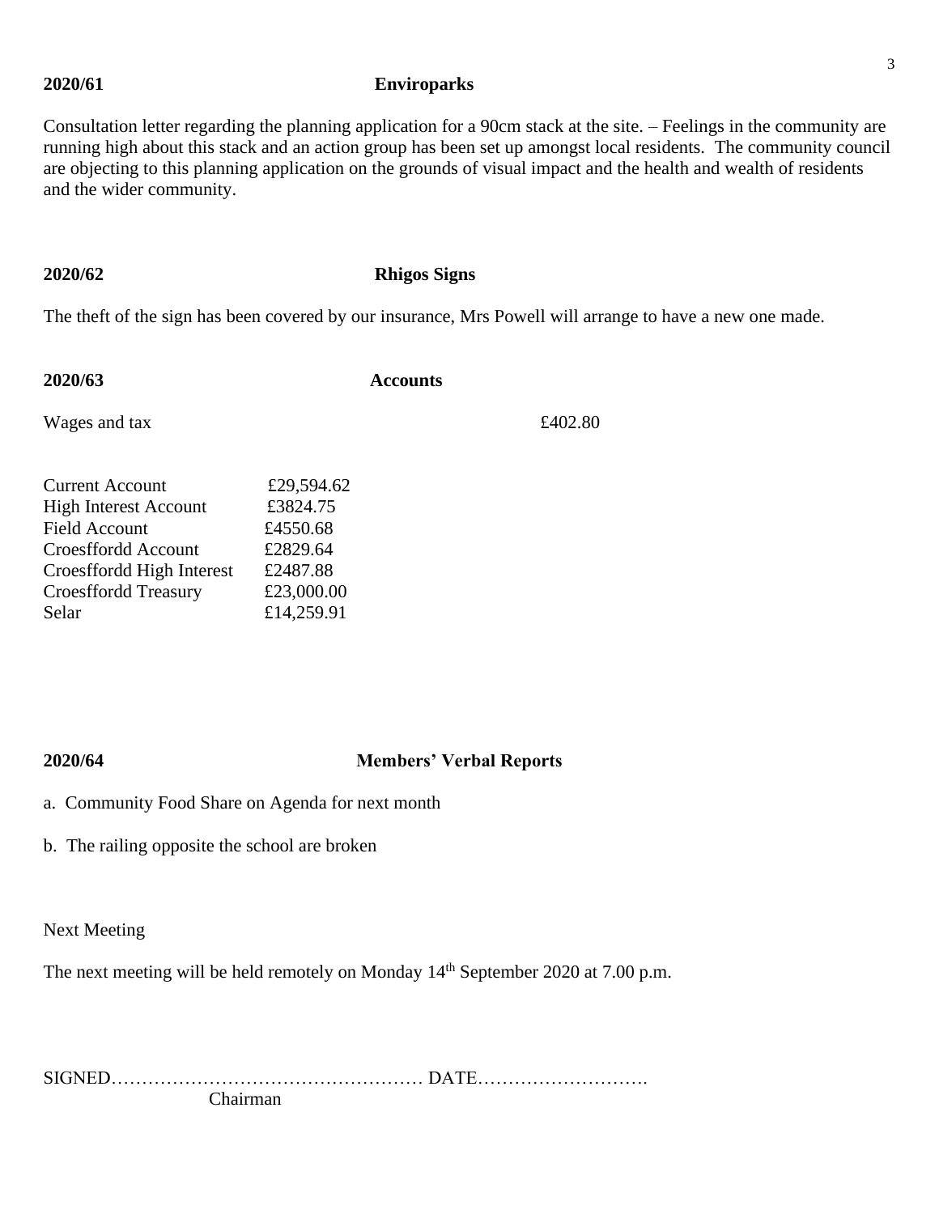**2020/61** **Enviroparks**

Consultation letter regarding the planning application for a 90cm stack at the site. – Feelings in the community are running high about this stack and an action group has been set up amongst local residents. The community council are objecting to this planning application on the grounds of visual impact and the health and wealth of residents and the wider community.

**2020/62** **Rhigos Signs**

The theft of the sign has been covered by our insurance, Mrs Powell will arrange to have a new one made.

**2020/63** **Accounts**

Wages and tax £402.80

| | |
|---|---|
| Current Account | £29,594.62 |
| High Interest Account | £3824.75 |
| Field Account | £4550.68 |
| Croesffordd Account | £2829.64 |
| Croesffordd High Interest | £2487.88 |
| Croesffordd Treasury | £23,000.00 |
| Selar | £14,259.91 |

**2020/64** **Members' Verbal Reports**

a. Community Food Share on Agenda for next month

b. The railing opposite the school are broken

Next Meeting

The next meeting will be held remotely on Monday 14th September 2020 at 7.00 p.m.

SIGNED…………………………………………… DATE……………………….
Chairman